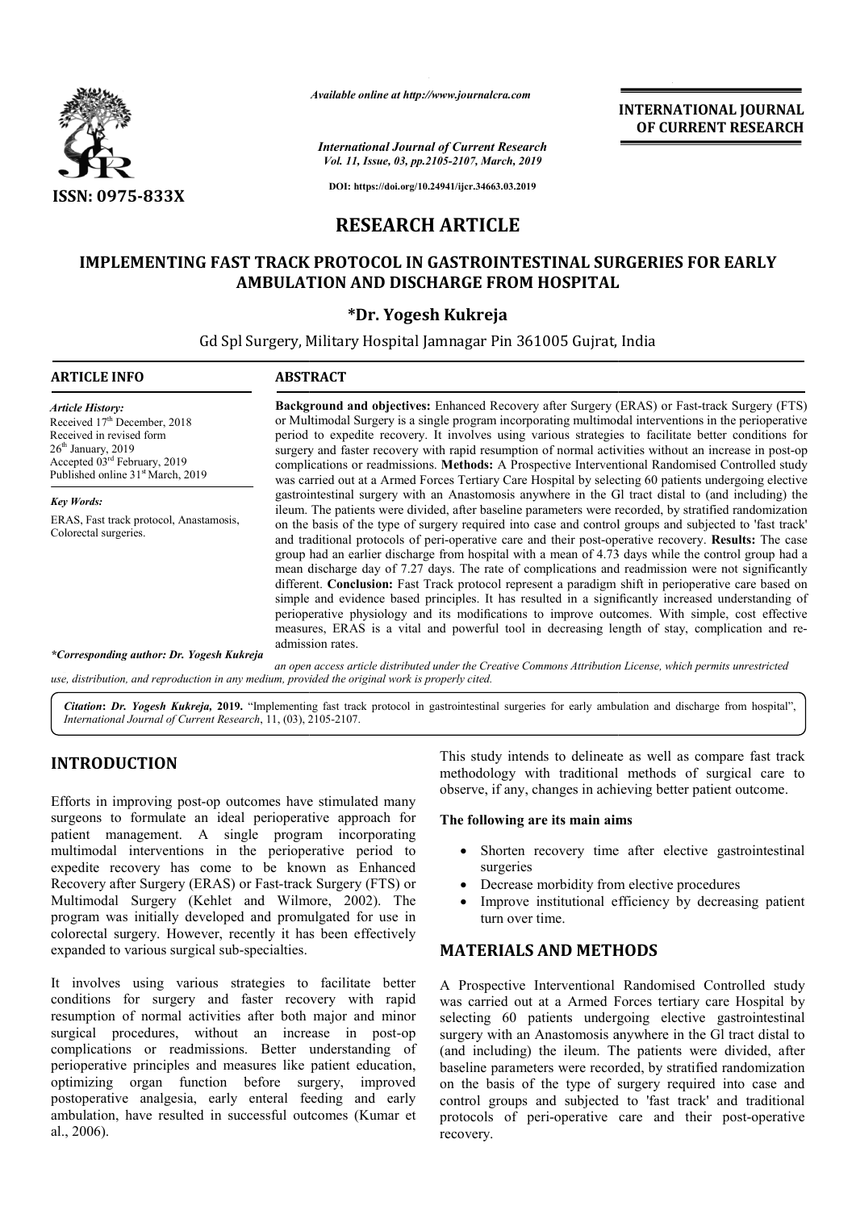ISSN: 0975-833X

*Available online at http://www.journalcra.com*

*International Journal of Current Research*
*Vol. 11, Issue, 03, pp.2105-2107, March, 2019*

**DOI: https://doi.org/10.24941/ijcr.34663.03.2019**

**INTERNATIONAL JOURNAL OF CURRENT RESEARCH**

# RESEARCH ARTICLE

## IMPLEMENTING FAST TRACK PROTOCOL IN GASTROINTESTINAL SURGERIES FOR EARLY AMBULATION AND DISCHARGE FROM HOSPITAL

**\*Dr. Yogesh Kukreja**

Gd Spl Surgery, Military Hospital Jamnagar Pin 361005 Gujrat, India

**ARTICLE INFO**

*Article History:*
Received 17th December, 2018
Received in revised form
26th January, 2019
Accepted 03rd February, 2019
Published online 31st March, 2019

*Key Words:*
ERAS, Fast track protocol, Anastamosis, Colorectal surgeries.

*\*Corresponding author: Dr. Yogesh Kukreja*

**ABSTRACT**

**Background and objectives:** Enhanced Recovery after Surgery (ERAS) or Fast-track Surgery (FTS) or Multimodal Surgery is a single program incorporating multimodal interventions in the perioperative period to expedite recovery. It involves using various strategies to facilitate better conditions for surgery and faster recovery with rapid resumption of normal activities without an increase in post-op complications or readmissions. **Methods:** A Prospective Interventional Randomised Controlled study was carried out at a Armed Forces Tertiary Care Hospital by selecting 60 patients undergoing elective gastrointestinal surgery with an Anastomosis anywhere in the GI tract distal to (and including) the ileum. The patients were divided, after baseline parameters were recorded, by stratified randomization on the basis of the type of surgery required into case and control groups and subjected to 'fast track' and traditional protocols of peri-operative care and their post-operative recovery. **Results:** The case group had an earlier discharge from hospital with a mean of 4.73 days while the control group had a mean discharge day of 7.27 days. The rate of complications and readmission were not significantly different. **Conclusion:** Fast Track protocol represent a paradigm shift in perioperative care based on simple and evidence based principles. It has resulted in a significantly increased understanding of perioperative physiology and its modifications to improve outcomes. With simple, cost effective measures, ERAS is a vital and powerful tool in decreasing length of stay, complication and re-admission rates.

*an open access article distributed under the Creative Commons Attribution License, which permits unrestricted use, distribution, and reproduction in any medium, provided the original work is properly cited.*

*Citation*: *Dr. Yogesh Kukreja,* **2019.** "Implementing fast track protocol in gastrointestinal surgeries for early ambulation and discharge from hospital", *International Journal of Current Research*, 11, (03), 2105-2107.

# INTRODUCTION

Efforts in improving post-op outcomes have stimulated many surgeons to formulate an ideal perioperative approach for patient management. A single program incorporating multimodal interventions in the perioperative period to expedite recovery has come to be known as Enhanced Recovery after Surgery (ERAS) or Fast-track Surgery (FTS) or Multimodal Surgery (Kehlet and Wilmore, 2002). The program was initially developed and promulgated for use in colorectal surgery. However, recently it has been effectively expanded to various surgical sub-specialties.

It involves using various strategies to facilitate better conditions for surgery and faster recovery with rapid resumption of normal activities after both major and minor surgical procedures, without an increase in post-op complications or readmissions. Better understanding of perioperative principles and measures like patient education, optimizing organ function before surgery, improved postoperative analgesia, early enteral feeding and early ambulation, have resulted in successful outcomes (Kumar et al., 2006).

This study intends to delineate as well as compare fast track methodology with traditional methods of surgical care to observe, if any, changes in achieving better patient outcome.

**The following are its main aims**

- Shorten recovery time after elective gastrointestinal surgeries
- Decrease morbidity from elective procedures
- Improve institutional efficiency by decreasing patient turn over time.

# MATERIALS AND METHODS

A Prospective Interventional Randomised Controlled study was carried out at a Armed Forces tertiary care Hospital by selecting 60 patients undergoing elective gastrointestinal surgery with an Anastomosis anywhere in the GI tract distal to (and including) the ileum. The patients were divided, after baseline parameters were recorded, by stratified randomization on the basis of the type of surgery required into case and control groups and subjected to 'fast track' and traditional protocols of peri-operative care and their post-operative recovery.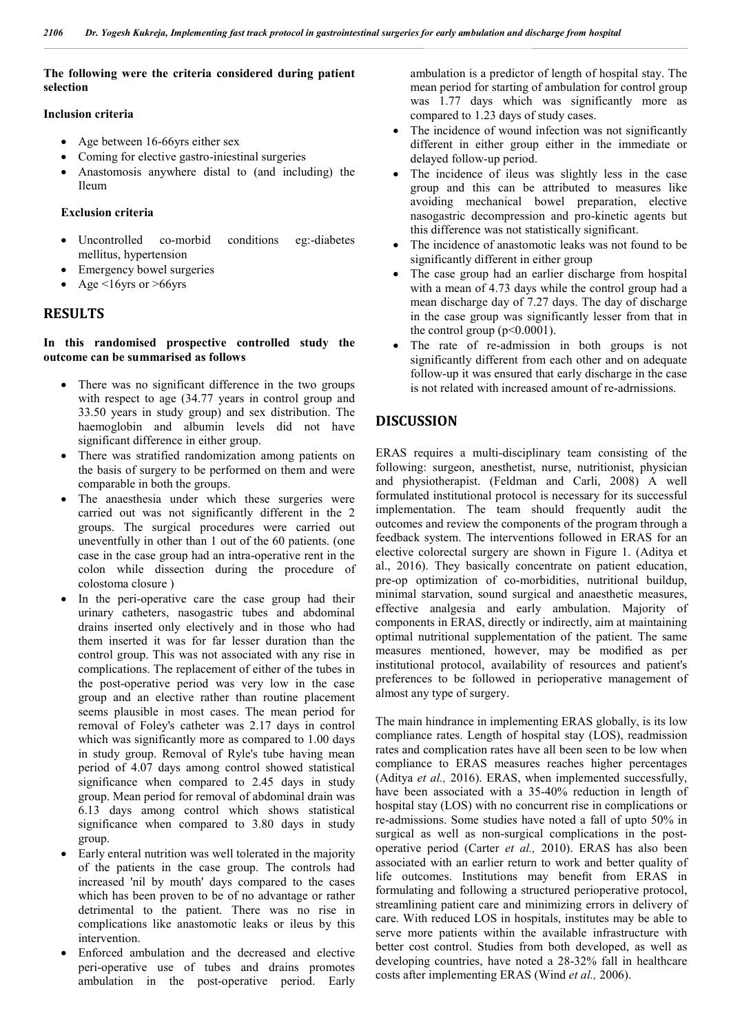**The following were the criteria considered during patient selection**

**Inclusion criteria**

- Age between 16-66yrs either sex
- Coming for elective gastro-iniestinal surgeries
- Anastomosis anywhere distal to (and including) the Ileum

**Exclusion criteria**

- Uncontrolled co-morbid conditions eg:-diabetes mellitus, hypertension
- Emergency bowel surgeries
- Age <16yrs or >66yrs

## RESULTS

**In this randomised prospective controlled study the outcome can be summarised as follows**

- There was no significant difference in the two groups with respect to age (34.77 years in control group and 33.50 years in study group) and sex distribution. The haemoglobin and albumin levels did not have significant difference in either group.
- There was stratified randomization among patients on the basis of surgery to be performed on them and were comparable in both the groups.
- The anaesthesia under which these surgeries were carried out was not significantly different in the 2 groups. The surgical procedures were carried out uneventfully in other than 1 out of the 60 patients. (one case in the case group had an intra-operative rent in the colon while dissection during the procedure of colostoma closure )
- In the peri-operative care the case group had their urinary catheters, nasogastric tubes and abdominal drains inserted only electively and in those who had them inserted it was for far lesser duration than the control group. This was not associated with any rise in complications. The replacement of either of the tubes in the post-operative period was very low in the case group and an elective rather than routine placement seems plausible in most cases. The mean period for removal of Foley's catheter was 2.17 days in control which was significantly more as compared to 1.00 days in study group. Removal of Ryle's tube having mean period of 4.07 days among control showed statistical significance when compared to 2.45 days in study group. Mean period for removal of abdominal drain was 6.13 days among control which shows statistical significance when compared to 3.80 days in study group.
- Early enteral nutrition was well tolerated in the majority of the patients in the case group. The controls had increased 'nil by mouth' days compared to the cases which has been proven to be of no advantage or rather detrimental to the patient. There was no rise in complications like anastomotic leaks or ileus by this intervention.
- Enforced ambulation and the decreased and elective peri-operative use of tubes and drains promotes ambulation in the post-operative period. Early ambulation is a predictor of length of hospital stay. The mean period for starting of ambulation for control group was 1.77 days which was significantly more as compared to 1.23 days of study cases.
- The incidence of wound infection was not significantly different in either group either in the immediate or delayed follow-up period.
- The incidence of ileus was slightly less in the case group and this can be attributed to measures like avoiding mechanical bowel preparation, elective nasogastric decompression and pro-kinetic agents but this difference was not statistically significant.
- The incidence of anastomotic leaks was not found to be significantly different in either group
- The case group had an earlier discharge from hospital with a mean of 4.73 days while the control group had a mean discharge day of 7.27 days. The day of discharge in the case group was significantly lesser from that in the control group ($p<0.0001$).
- The rate of re-admission in both groups is not significantly different from each other and on adequate follow-up it was ensured that early discharge in the case is not related with increased amount of re-adrnissions.

## DISCUSSION

ERAS requires a multi-disciplinary team consisting of the following: surgeon, anesthetist, nurse, nutritionist, physician and physiotherapist. (Feldman and Carli, 2008) A well formulated institutional protocol is necessary for its successful implementation. The team should frequently audit the outcomes and review the components of the program through a feedback system. The interventions followed in ERAS for an elective colorectal surgery are shown in Figure 1. (Aditya et al., 2016). They basically concentrate on patient education, pre-op optimization of co-morbidities, nutritional buildup, minimal starvation, sound surgical and anaesthetic measures, effective analgesia and early ambulation. Majority of components in ERAS, directly or indirectly, aim at maintaining optimal nutritional supplementation of the patient. The same measures mentioned, however, may be modified as per institutional protocol, availability of resources and patient's preferences to be followed in perioperative management of almost any type of surgery.

The main hindrance in implementing ERAS globally, is its low compliance rates. Length of hospital stay (LOS), readmission rates and complication rates have all been seen to be low when compliance to ERAS measures reaches higher percentages (Aditya *et al.,* 2016). ERAS, when implemented successfully, have been associated with a 35-40% reduction in length of hospital stay (LOS) with no concurrent rise in complications or re-admissions. Some studies have noted a fall of upto 50% in surgical as well as non-surgical complications in the post-operative period (Carter *et al.,* 2010). ERAS has also been associated with an earlier return to work and better quality of life outcomes. Institutions may benefit from ERAS in formulating and following a structured perioperative protocol, streamlining patient care and minimizing errors in delivery of care. With reduced LOS in hospitals, institutes may be able to serve more patients within the available infrastructure with better cost control. Studies from both developed, as well as developing countries, have noted a 28-32% fall in healthcare costs after implementing ERAS (Wind *et al.,* 2006).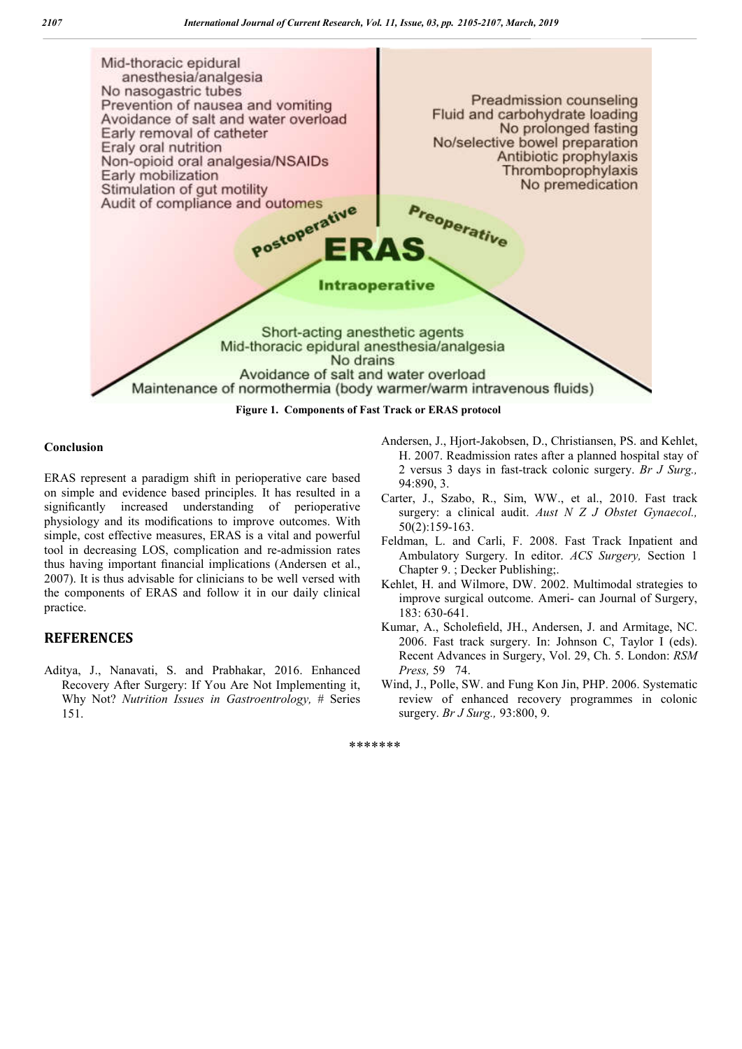Mid-thoracic epidural anesthesia/analgesia
No nasogastric tubes
Prevention of nausea and vomiting
Avoidance of salt and water overload
Early removal of catheter
Eraly oral nutrition
Non-opioid oral analgesia/NSAIDs
Early mobilization
Stimulation of gut motility
Audit of compliance and outomes

Preadmission counseling
Fluid and carbohydrate loading
No prolonged fasting
No/selective bowel preparation
Antibiotic prophylaxis
Thromboprophylaxis
No premedication

Postoperative
ERAS
Preoperative
Intraoperative

Short-acting anesthetic agents
Mid-thoracic epidural anesthesia/analgesia
No drains
Avoidance of salt and water overload
Maintenance of normothermia (body warmer/warm intravenous fluids)

**Figure 1. Components of Fast Track or ERAS protocol**

## Conclusion

ERAS represent a paradigm shift in perioperative care based on simple and evidence based principles. It has resulted in a significantly increased understanding of perioperative physiology and its modifications to improve outcomes. With simple, cost effective measures, ERAS is a vital and powerful tool in decreasing LOS, complication and re-admission rates thus having important financial implications (Andersen et al., 2007). It is thus advisable for clinicians to be well versed with the components of ERAS and follow it in our daily clinical practice.

## REFERENCES

Aditya, J., Nanavati, S. and Prabhakar, 2016. Enhanced Recovery After Surgery: If You Are Not Implementing it, Why Not? *Nutrition Issues in Gastroentrology,* # Series 151.

Andersen, J., Hjort-Jakobsen, D., Christiansen, PS. and Kehlet, H. 2007. Readmission rates after a planned hospital stay of 2 versus 3 days in fast-track colonic surgery. *Br J Surg.,* 94:890, 3.

Carter, J., Szabo, R., Sim, WW., et al., 2010. Fast track surgery: a clinical audit. *Aust N Z J Obstet Gynaecol.,* 50(2):159-163.

Feldman, L. and Carli, F. 2008. Fast Track Inpatient and Ambulatory Surgery. In editor. *ACS Surgery,* Section 1 Chapter 9. ; Decker Publishing;.

Kehlet, H. and Wilmore, DW. 2002. Multimodal strategies to improve surgical outcome. Ameri- can Journal of Surgery, 183: 630-641.

Kumar, A., Scholefield, JH., Andersen, J. and Armitage, NC. 2006. Fast track surgery. In: Johnson C, Taylor I (eds). Recent Advances in Surgery, Vol. 29, Ch. 5. London: *RSM Press,* 59 74.

Wind, J., Polle, SW. and Fung Kon Jin, PHP. 2006. Systematic review of enhanced recovery programmes in colonic surgery. *Br J Surg.,* 93:800, 9.

*******